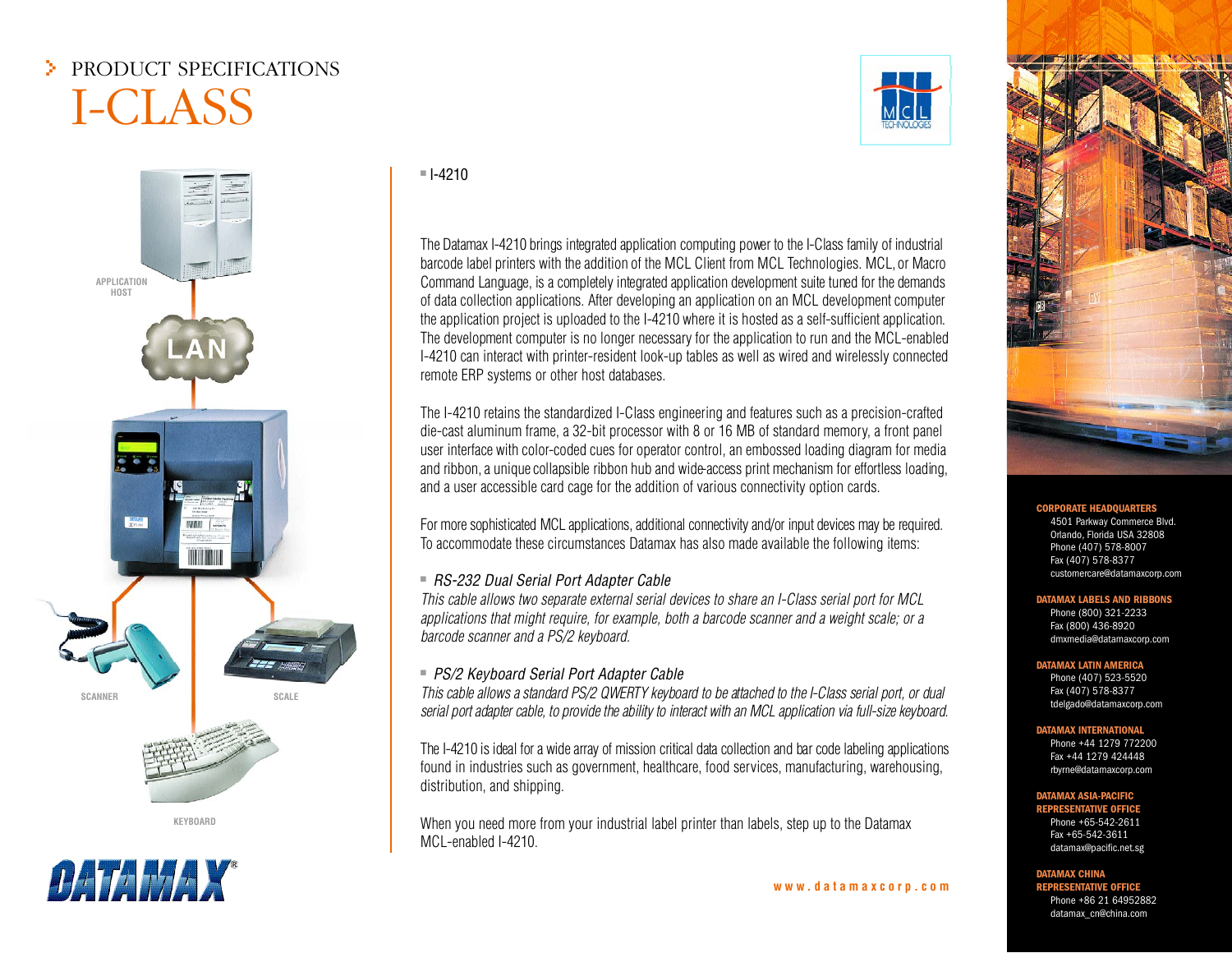# PRODUCT SPECIFICATIONS

# I-CLASS

APPLICATION HOST

LAN

SCANNER

SCALE

KEYBOARD

## I-4210

The Datamax I-4210 brings integrated application computing power to the I-Class family of industrial barcode label printers with the addition of the MCL Client from MCL Technologies. MCL, or Macro Command Language, is a completely integrated application development suite tuned for the demands of data collection applications. After developing an application on an MCL development computer the application project is uploaded to the I-4210 where it is hosted as a self-sufficient application. The development computer is no longer necessary for the application to run and the MCL-enabled I-4210 can interact with printer-resident look-up tables as well as wired and wirelessly connected remote ERP systems or other host databases.

The I-4210 retains the standardized I-Class engineering and features such as a precision-crafted die-cast aluminum frame, a 32-bit processor with 8 or 16 MB of standard memory, a front panel user interface with color-coded cues for operator control, an embossed loading diagram for media and ribbon, a unique collapsible ribbon hub and wide-access print mechanism for effortless loading, and a user accessible card cage for the addition of various connectivity option cards.

For more sophisticated MCL applications, additional connectivity and/or input devices may be required. To accommodate these circumstances Datamax has also made available the following items:

- *RS-232 Dual Serial Port Adapter Cable*

*This cable allows two separate external serial devices to share an I-Class serial port for MCL applications that might require, for example, both a barcode scanner and a weight scale; or a barcode scanner and a PS/2 keyboard.*

- *PS/2 Keyboard Serial Port Adapter Cable*

*This cable allows a standard PS/2 QWERTY keyboard to be attached to the I-Class serial port, or dual serial port adapter cable, to provide the ability to interact with an MCL application via full-size keyboard.*

The I-4210 is ideal for a wide array of mission critical data collection and bar code labeling applications found in industries such as government, healthcare, food services, manufacturing, warehousing, distribution, and shipping.

When you need more from your industrial label printer than labels, step up to the Datamax MCL-enabled I-4210.

DATAMAX®

www.datamaxcorp.com

**CORPORATE HEADQUARTERS**
4501 Parkway Commerce Blvd.
Orlando, Florida USA 32808
Phone (407) 578-8007
Fax (407) 578-8377
customercare@datamaxcorp.com

**DATAMAX LABELS AND RIBBONS**
Phone (800) 321-2233
Fax (800) 436-8920
dmxmedia@datamaxcorp.com

**DATAMAX LATIN AMERICA**
Phone (407) 523-5520
Fax (407) 578-8377
tdelgado@datamaxcorp.com

**DATAMAX INTERNATIONAL**
Phone +44 1279 772200
Fax +44 1279 424448
rbyrne@datamaxcorp.com

**DATAMAX ASIA-PACIFIC REPRESENTATIVE OFFICE**
Phone +65-542-2611
Fax +65-542-3611
datamax@pacific.net.sg

**DATAMAX CHINA REPRESENTATIVE OFFICE**
Phone +86 21 64952882
datamax_cn@china.com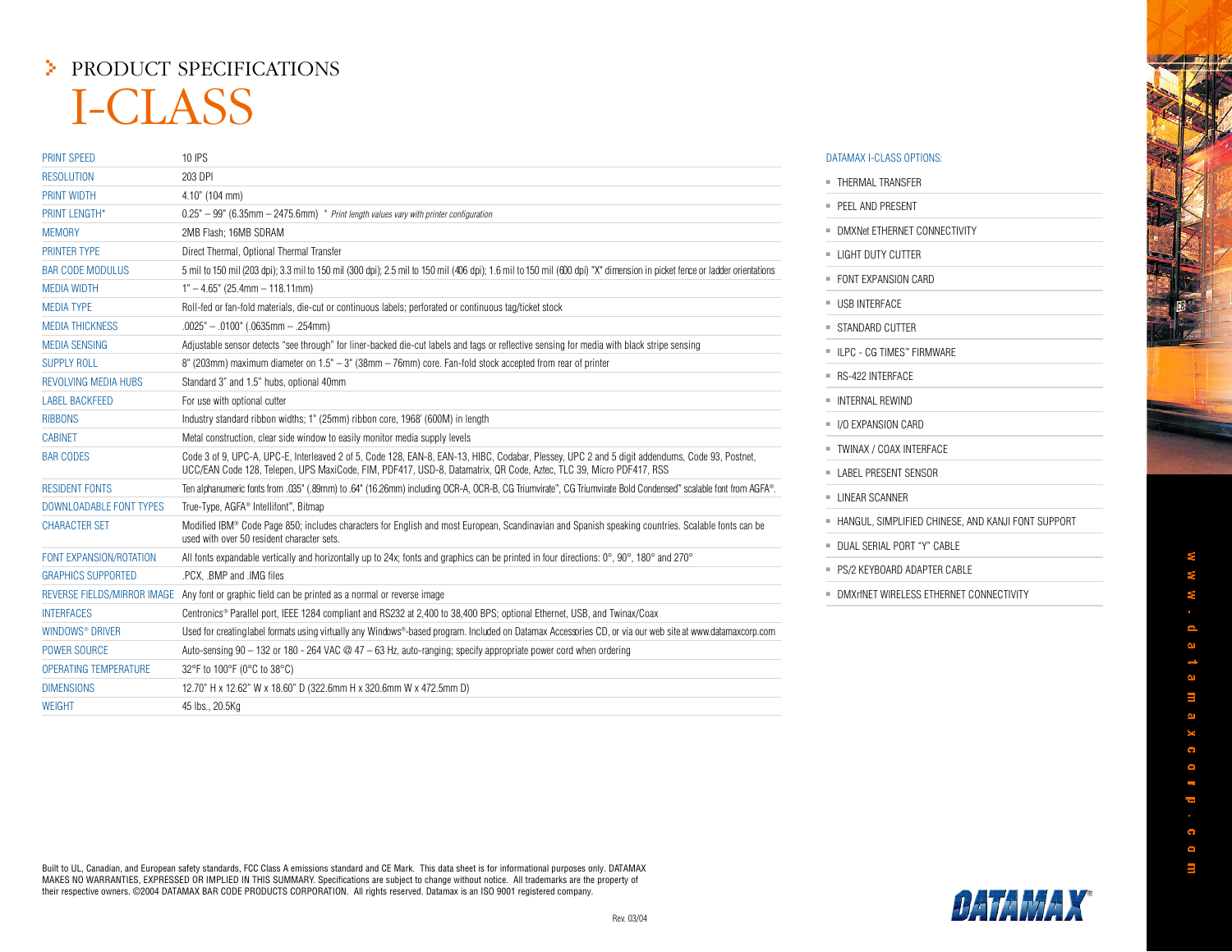# PRODUCT SPECIFICATIONS
# I-CLASS

| | |
|---|---|
| PRINT SPEED | 10 IPS |
| RESOLUTION | 203 DPI |
| PRINT WIDTH | 4.10" (104 mm) |
| PRINT LENGTH* | 0.25" – 99" (6.35mm – 2475.6mm) * *Print length values vary with printer configuration* |
| MEMORY | 2MB Flash; 16MB SDRAM |
| PRINTER TYPE | Direct Thermal, Optional Thermal Transfer |
| BAR CODE MODULUS | 5 mil to 150 mil (203 dpi); 3.3 mil to 150 mil (300 dpi); 2.5 mil to 150 mil (406 dpi); 1.6 mil to 150 mil (600 dpi) "X" dimension in picket fence or ladder orientations |
| MEDIA WIDTH | 1" – 4.65" (25.4mm – 118.11mm) |
| MEDIA TYPE | Roll-fed or fan-fold materials, die-cut or continuous labels; perforated or continuous tag/ticket stock |
| MEDIA THICKNESS | .0025" – .0100" (.0635mm – .254mm) |
| MEDIA SENSING | Adjustable sensor detects "see through" for liner-backed die-cut labels and tags or reflective sensing for media with black stripe sensing |
| SUPPLY ROLL | 8" (203mm) maximum diameter on 1.5" – 3" (38mm – 76mm) core. Fan-fold stock accepted from rear of printer |
| REVOLVING MEDIA HUBS | Standard 3" and 1.5" hubs, optional 40mm |
| LABEL BACKFEED | For use with optional cutter |
| RIBBONS | Industry standard ribbon widths; 1" (25mm) ribbon core, 1968' (600M) in length |
| CABINET | Metal construction, clear side window to easily monitor media supply levels |
| BAR CODES | Code 3 of 9, UPC-A, UPC-E, Interleaved 2 of 5, Code 128, EAN-8, EAN-13, HIBC, Codabar, Plessey, UPC 2 and 5 digit addendums, Code 93, Postnet, UCC/EAN Code 128, Telepen, UPS MaxiCode, FIM, PDF417, USD-8, Datamatrix, QR Code, Aztec, TLC 39, Micro PDF417, RSS |
| RESIDENT FONTS | Ten alphanumeric fonts from .035" (.89mm) to .64" (16.26mm) including OCR-A, OCR-B, CG Triumvirate™, CG Triumvirate Bold Condensed™ scalable font from AGFA®. |
| DOWNLOADABLE FONT TYPES | True-Type, AGFA® Intellifont™, Bitmap |
| CHARACTER SET | Modified IBM® Code Page 850; includes characters for English and most European, Scandinavian and Spanish speaking countries. Scalable fonts can be used with over 50 resident character sets. |
| FONT EXPANSION/ROTATION | All fonts expandable vertically and horizontally up to 24x; fonts and graphics can be printed in four directions: 0°, 90°, 180° and 270° |
| GRAPHICS SUPPORTED | .PCX, .BMP and .IMG files |
| REVERSE FIELDS/MIRROR IMAGE | Any font or graphic field can be printed as a normal or reverse image |
| INTERFACES | Centronics® Parallel port, IEEE 1284 compliant and RS232 at 2,400 to 38,400 BPS; optional Ethernet, USB, and Twinax/Coax |
| WINDOWS® DRIVER | Used for creating label formats using virtually any Windows®-based program. Included on Datamax Accessories CD, or via our web site at www.datamaxcorp.com |
| POWER SOURCE | Auto-sensing 90 – 132 or 180 - 264 VAC @ 47 – 63 Hz, auto-ranging; specify appropriate power cord when ordering |
| OPERATING TEMPERATURE | 32°F to 100°F (0°C to 38°C) |
| DIMENSIONS | 12.70" H x 12.62" W x 18.60" D (322.6mm H x 320.6mm W x 472.5mm D) |
| WEIGHT | 45 lbs., 20.5Kg |

DATAMAX I-CLASS OPTIONS:

- THERMAL TRANSFER
- PEEL AND PRESENT
- DMXNet ETHERNET CONNECTIVITY
- LIGHT DUTY CUTTER
- FONT EXPANSION CARD
- USB INTERFACE
- STANDARD CUTTER
- ILPC - CG TIMES™ FIRMWARE
- RS-422 INTERFACE
- INTERNAL REWIND
- I/O EXPANSION CARD
- TWINAX / COAX INTERFACE
- LABEL PRESENT SENSOR
- LINEAR SCANNER
- HANGUL, SIMPLIFIED CHINESE, AND KANJI FONT SUPPORT
- DUAL SERIAL PORT "Y" CABLE
- PS/2 KEYBOARD ADAPTER CABLE
- DMXrfNET WIRELESS ETHERNET CONNECTIVITY

www.datamaxcorp.com

Built to UL, Canadian, and European safety standards, FCC Class A emissions standard and CE Mark. This data sheet is for informational purposes only. DATAMAX MAKES NO WARRANTIES, EXPRESSED OR IMPLIED IN THIS SUMMARY. Specifications are subject to change without notice. All trademarks are the property of their respective owners. ©2004 DATAMAX BAR CODE PRODUCTS CORPORATION. All rights reserved. Datamax is an ISO 9001 registered company.

Rev. 03/04

DATAMAX®